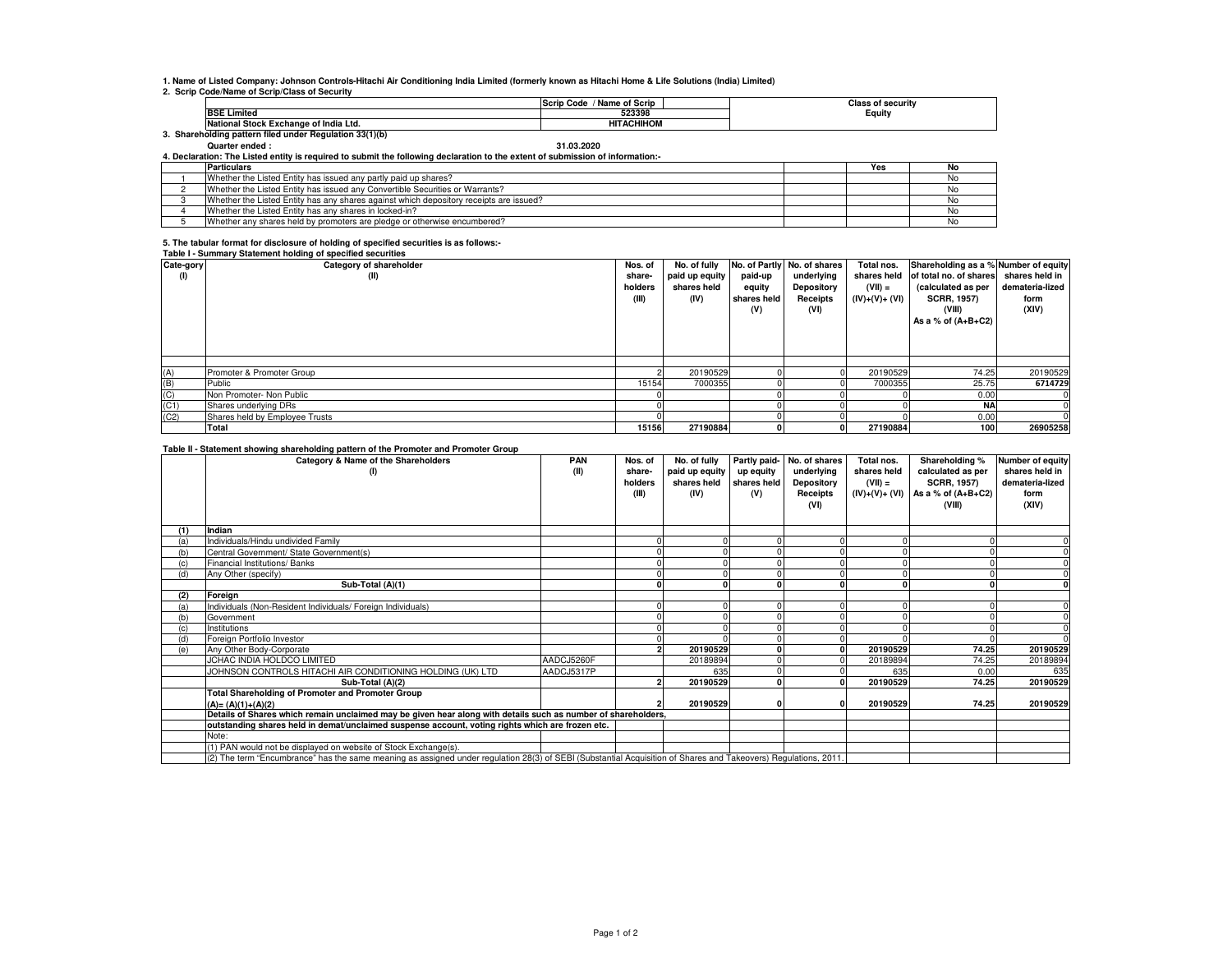1. Name of Listed Company: Johnson Controls-Hitachi Air Conditioning India Limited (formerly known as Hitachi Home & Life Solutions (India) Limited)

2. Scrip Code/Name of Scrip/Class of Security

| | Scrip Code / Name of Scrip | Class of security |
|---|---|---|
| BSE Limited | 523398 | Equity |
| National Stock Exchange of India Ltd. | HITACHIHOM | |

3. Shareholding pattern filed under Regulation 33(1)(b)

Quarter ended : 31.03.2020

4. Declaration: The Listed entity is required to submit the following declaration to the extent of submission of information:-

| | Particulars | Yes | No |
|---|---|---|---|
| 1 | Whether the Listed Entity has issued any partly paid up shares? | | No |
| 2 | Whether the Listed Entity has issued any Convertible Securities or Warrants? | | No |
| 3 | Whether the Listed Entity has any shares against which depository receipts are issued? | | No |
| 4 | Whether the Listed Entity has any shares in locked-in? | | No |
| 5 | Whether any shares held by promoters are pledge or otherwise encumbered? | | No |

5. The tabular format for disclosure of holding of specified securities is as follows:-

Table I - Summary Statement holding of specified securities

| Cate-gory (I) | Category of shareholder (II) | Nos. of share-holders (III) | No. of fully paid up equity shares held (IV) | No. of Partly paid-up equity shares held (V) | No. of shares underlying Depository Receipts (VI) | Total nos. shares held (VII) = (IV)+(V)+ (VI) | Shareholding as a % of total no. of shares (calculated as per SCRR, 1957) (VIII) As a % of (A+B+C2) | Number of equity shares held in demateria-lized form (XIV) |
|---|---|---|---|---|---|---|---|---|
| (A) | Promoter & Promoter Group | 2 | 20190529 | 0 | 0 | 20190529 | 74.25 | 20190529 |
| (B) | Public | 15154 | 7000355 | 0 | 0 | 7000355 | 25.75 | **6714729** |
| (C) | Non Promoter- Non Public | 0 | | 0 | 0 | 0 | 0.00 | 0 |
| (C1) | Shares underlying DRs | 0 | | 0 | 0 | 0 | **NA** | 0 |
| (C2) | Shares held by Employee Trusts | 0 | | 0 | 0 | 0 | 0.00 | 0 |
| | **Total** | **15156** | **27190884** | **0** | **0** | **27190884** | **100** | **26905258** |

Table II - Statement showing shareholding pattern of the Promoter and Promoter Group

| | Category & Name of the Shareholders (I) | PAN (II) | Nos. of share-holders (III) | No. of fully paid up equity shares held (IV) | Partly paid-up equity shares held (V) | No. of shares underlying Depository Receipts (VI) | Total nos. shares held (VII) = (IV)+(V)+ (VI) | Shareholding % calculated as per SCRR, 1957) As a % of (A+B+C2) (VIII) | Number of equity shares held in demateria-lized form (XIV) |
|---|---|---|---|---|---|---|---|---|---|
| **(1)** | **Indian** | | | | | | | | |
| (a) | Individuals/Hindu undivided Family | | 0 | 0 | 0 | 0 | 0 | 0 | 0 |
| (b) | Central Government/ State Government(s) | | 0 | 0 | 0 | 0 | 0 | 0 | 0 |
| (c) | Financial Institutions/ Banks | | 0 | 0 | 0 | 0 | 0 | 0 | 0 |
| (d) | Any Other (specify) | | 0 | 0 | 0 | 0 | 0 | 0 | 0 |
| | **Sub-Total (A)(1)** | | **0** | **0** | **0** | **0** | **0** | **0** | **0** |
| **(2)** | **Foreign** | | | | | | | | |
| (a) | Individuals (Non-Resident Individuals/ Foreign Individuals) | | 0 | 0 | 0 | 0 | 0 | 0 | 0 |
| (b) | Government | | 0 | 0 | 0 | 0 | 0 | 0 | 0 |
| (c) | Institutions | | 0 | 0 | 0 | 0 | 0 | 0 | 0 |
| (d) | Foreign Portfolio Investor | | 0 | 0 | 0 | 0 | 0 | 0 | 0 |
| (e) | Any Other Body-Corporate | | **2** | **20190529** | **0** | **0** | **20190529** | **74.25** | **20190529** |
| | JCHAC INDIA HOLDCO LIMITED | AADCJ5260F | | 20189894 | 0 | 0 | 20189894 | 74.25 | 20189894 |
| | JOHNSON CONTROLS HITACHI AIR CONDITIONING HOLDING (UK) LTD | AADCJ5317P | | 635 | 0 | 0 | 635 | 0.00 | 635 |
| | **Sub-Total (A)(2)** | | **2** | **20190529** | **0** | **0** | **20190529** | **74.25** | **20190529** |
| | **Total Shareholding of Promoter and Promoter Group (A)= (A)(1)+(A)(2)** | | **2** | **20190529** | **0** | **0** | **20190529** | **74.25** | **20190529** |

**Details of Shares which remain unclaimed may be given hear along with details such as number of shareholders, outstanding shares held in demat/unclaimed suspense account, voting rights which are frozen etc.**

Note:

(1) PAN would not be displayed on website of Stock Exchange(s).

(2) The term "Encumbrance" has the same meaning as assigned under regulation 28(3) of SEBI (Substantial Acquisition of Shares and Takeovers) Regulations, 2011.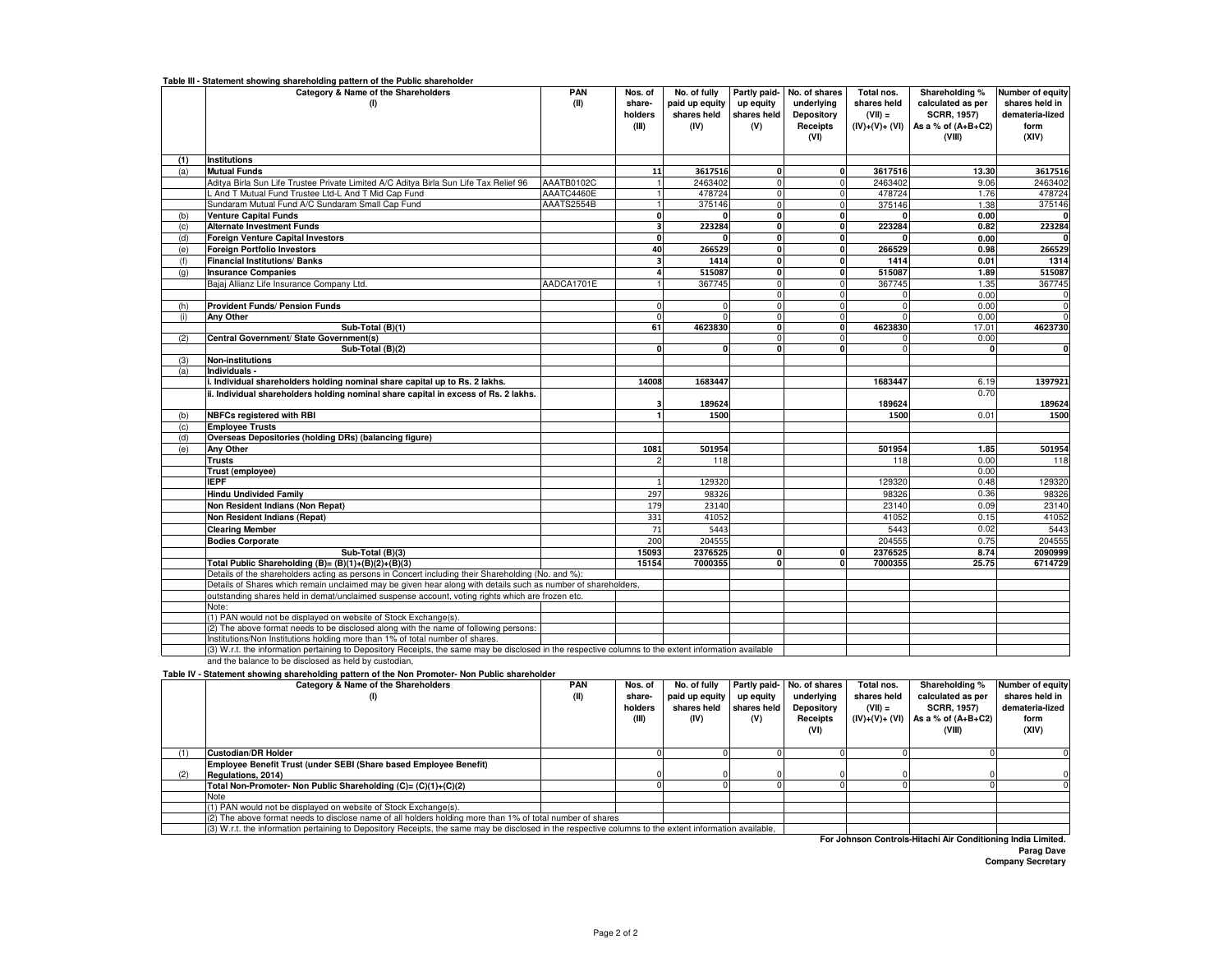**Table III - Statement showing shareholding pattern of the Public shareholder**

| | Category & Name of the Shareholders (I) | PAN (II) | Nos. of share-holders (III) | No. of fully paid up equity shares held (IV) | Partly paid-up equity shares held (V) | No. of shares underlying Depository Receipts (VI) | Total nos. shares held (VII) = (IV)+(V)+ (VI) | Shareholding % calculated as per SCRR, 1957) As a % of (A+B+C2) (VIII) | Number of equity shares held in demateria-lized form (XIV) |
|---|---|---|---|---|---|---|---|---|---|
| (1) | **Institutions** | | | | | | | | |
| (a) | **Mutual Funds** | | 11 | 3617516 | 0 | 0 | 3617516 | 13.30 | 3617516 |
| | Aditya Birla Sun Life Trustee Private Limited A/C Aditya Birla Sun Life Tax Relief 96 | AAATB0102C | 1 | 2463402 | 0 | 0 | 2463402 | 9.06 | 2463402 |
| | L And T Mutual Fund Trustee Ltd-L And T Mid Cap Fund | AAATC4460E | 1 | 478724 | 0 | 0 | 478724 | 1.76 | 478724 |
| | Sundaram Mutual Fund A/C Sundaram Small Cap Fund | AAATS2554B | 1 | 375146 | 0 | 0 | 375146 | 1.38 | 375146 |
| (b) | **Venture Capital Funds** | | 0 | 0 | 0 | 0 | 0 | 0.00 | 0 |
| (c) | **Alternate Investment Funds** | | 3 | 223284 | 0 | 0 | 223284 | 0.82 | 223284 |
| (d) | **Foreign Venture Capital Investors** | | 0 | 0 | 0 | 0 | 0 | 0.00 | 0 |
| (e) | **Foreign Portfolio Investors** | | 40 | 266529 | 0 | 0 | 266529 | 0.98 | 266529 |
| (f) | **Financial Institutions/ Banks** | | 3 | 1414 | 0 | 0 | 1414 | 0.01 | 1314 |
| (g) | **Insurance Companies** | | 4 | 515087 | 0 | 0 | 515087 | 1.89 | 515087 |
| | Bajaj Allianz Life Insurance Company Ltd. | AADCA1701E | 1 | 367745 | 0 | 0 | 367745 | 1.35 | 367745 |
| | | | | | 0 | 0 | 0 | 0.00 | 0 |
| (h) | **Provident Funds/ Pension Funds** | | 0 | 0 | 0 | 0 | 0 | 0.00 | 0 |
| (i) | **Any Other** | | 0 | 0 | 0 | 0 | 0 | 0.00 | 0 |
| | **Sub-Total (B)(1)** | | 61 | 4623830 | 0 | 0 | 4623830 | 17.01 | 4623730 |
| (2) | **Central Government/ State Government(s)** | | | | 0 | 0 | 0 | 0.00 | |
| | **Sub-Total (B)(2)** | | 0 | 0 | 0 | 0 | 0 | 0 | 0 |
| (3) | **Non-institutions** | | | | | | | | |
| (a) | **Individuals -** | | | | | | | | |
| | **i. Individual shareholders holding nominal share capital up to Rs. 2 lakhs.** | | 14008 | 1683447 | | | 1683447 | 6.19 | 1397921 |
| | **ii. Individual shareholders holding nominal share capital in excess of Rs. 2 lakhs.** | | 3 | 189624 | | | 189624 | 0.70 | 189624 |
| (b) | **NBFCs registered with RBI** | | 1 | 1500 | | | 1500 | 0.01 | 1500 |
| (c) | **Employee Trusts** | | | | | | | | |
| (d) | **Overseas Depositories (holding DRs) (balancing figure)** | | | | | | | | |
| (e) | **Any Other** | | 1081 | 501954 | | | 501954 | 1.85 | 501954 |
| | **Trusts** | | 2 | 118 | | | 118 | 0.00 | 118 |
| | **Trust (employee)** | | | | | | | 0.00 | |
| | **IEPF** | | 1 | 129320 | | | 129320 | 0.48 | 129320 |
| | **Hindu Undivided Family** | | 297 | 98326 | | | 98326 | 0.36 | 98326 |
| | **Non Resident Indians (Non Repat)** | | 179 | 23140 | | | 23140 | 0.09 | 23140 |
| | **Non Resident Indians (Repat)** | | 331 | 41052 | | | 41052 | 0.15 | 41052 |
| | **Clearing Member** | | 71 | 5443 | | | 5443 | 0.02 | 5443 |
| | **Bodies Corporate** | | 200 | 204555 | | | 204555 | 0.75 | 204555 |
| | **Sub-Total (B)(3)** | | 15093 | 2376525 | 0 | 0 | 2376525 | 8.74 | 2090999 |
| | **Total Public Shareholding (B)= (B)(1)+(B)(2)+(B)(3)** | | 15154 | 7000355 | 0 | 0 | 7000355 | 25.75 | 6714729 |

Details of the shareholders acting as persons in Concert including their Shareholding (No. and %):

Details of Shares which remain unclaimed may be given hear along with details such as number of shareholders, outstanding shares held in demat/unclaimed suspense account, voting rights which are frozen etc.

Note:

(1) PAN would not be displayed on website of Stock Exchange(s).

(2) The above format needs to be disclosed along with the name of following persons: Institutions/Non Institutions holding more than 1% of total number of shares.

(3) W.r.t. the information pertaining to Depository Receipts, the same may be disclosed in the respective columns to the extent information available and the balance to be disclosed as held by custodian,

**Table IV - Statement showing shareholding pattern of the Non Promoter- Non Public shareholder**

| | Category & Name of the Shareholders (I) | PAN (II) | Nos. of share-holders (III) | No. of fully paid up equity shares held (IV) | Partly paid-up equity shares held (V) | No. of shares underlying Depository Receipts (VI) | Total nos. shares held (VII) = (IV)+(V)+ (VI) | Shareholding % calculated as per SCRR, 1957) As a % of (A+B+C2) (VIII) | Number of equity shares held in demateria-lized form (XIV) |
|---|---|---|---|---|---|---|---|---|---|
| (1) | **Custodian/DR Holder** | | 0 | 0 | 0 | 0 | 0 | 0 | 0 |
| (2) | **Employee Benefit Trust (under SEBI (Share based Employee Benefit) Regulations, 2014)** | | 0 | 0 | 0 | 0 | 0 | 0 | 0 |
| | **Total Non-Promoter- Non Public Shareholding (C)= (C)(1)+(C)(2)** | | 0 | 0 | 0 | 0 | 0 | 0 | 0 |

Note

(1) PAN would not be displayed on website of Stock Exchange(s).

(2) The above format needs to disclose name of all holders holding more than 1% of total number of shares

(3) W.r.t. the information pertaining to Depository Receipts, the same may be disclosed in the respective columns to the extent information available,

**For Johnson Controls-Hitachi Air Conditioning India Limited.**

**Parag Dave**

**Company Secretary**